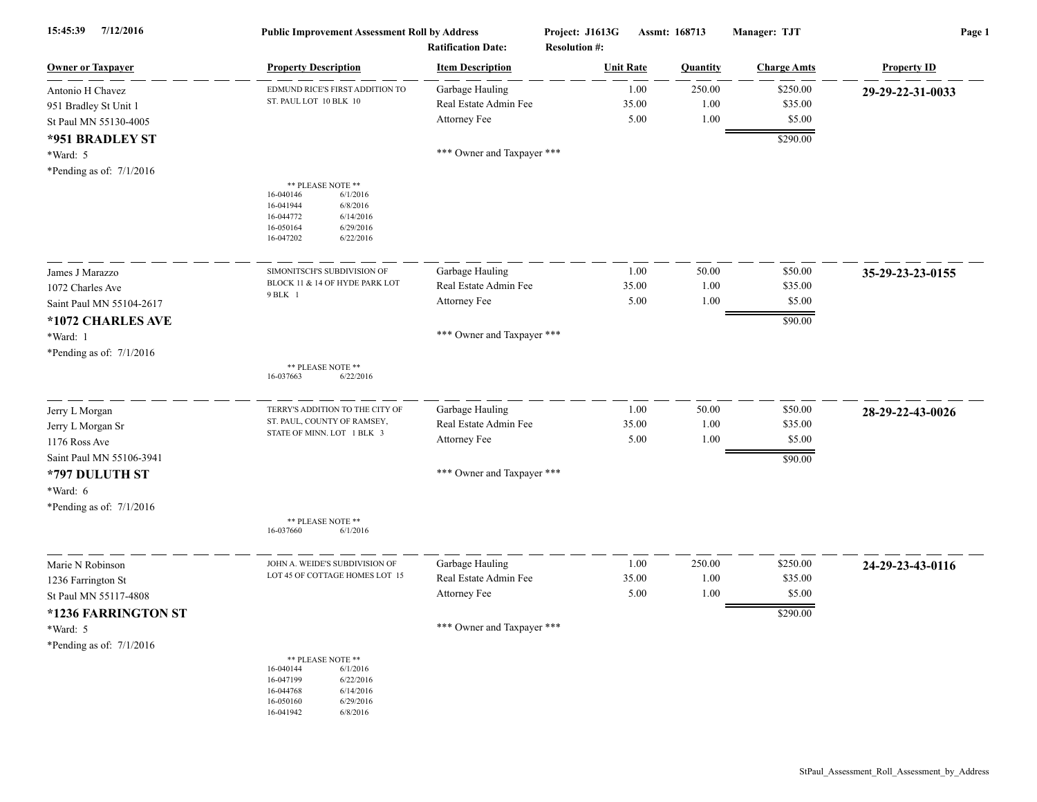15:45:39 7/12/2016 **Public Improvement Assessment Roll by Address** **Project: J1613G** **Assmt: 168713** **Manager: TJT**

**Ratification Date:** **Resolution #:**

| Owner or Taxpayer | Property Description | Item Description | Unit Rate | Quantity | Charge Amts | Property ID |
|---|---|---|---|---|---|---|
| Antonio H Chavez<br>951 Bradley St Unit 1<br>St Paul MN 55130-4005<br>**\*951 BRADLEY ST**<br>\*Ward: 5<br>\*Pending as of: 7/1/2016 | EDMUND RICE'S FIRST ADDITION TO ST. PAUL LOT 10 BLK 10<br><br>\*\* PLEASE NOTE \*\*<br>16-040146 6/1/2016<br>16-041944 6/8/2016<br>16-044772 6/14/2016<br>16-050164 6/29/2016<br>16-047202 6/22/2016 | Garbage Hauling<br>Real Estate Admin Fee<br>Attorney Fee<br><br>\*\*\* Owner and Taxpayer \*\*\* | 1.00<br>35.00<br>5.00 | 250.00<br>1.00<br>1.00 | $250.00<br>$35.00<br>$5.00<br>$290.00 | **29-29-22-31-0033** |
| James J Marazzo<br>1072 Charles Ave<br>Saint Paul MN 55104-2617<br>**\*1072 CHARLES AVE**<br>\*Ward: 1<br>\*Pending as of: 7/1/2016 | SIMONITSCH'S SUBDIVISION OF BLOCK 11 & 14 OF HYDE PARK LOT 9 BLK 1<br><br>\*\* PLEASE NOTE \*\*<br>16-037663 6/22/2016 | Garbage Hauling<br>Real Estate Admin Fee<br>Attorney Fee<br><br>\*\*\* Owner and Taxpayer \*\*\* | 1.00<br>35.00<br>5.00 | 50.00<br>1.00<br>1.00 | $50.00<br>$35.00<br>$5.00<br>$90.00 | **35-29-23-23-0155** |
| Jerry L Morgan<br>Jerry L Morgan Sr<br>1176 Ross Ave<br>Saint Paul MN 55106-3941<br>**\*797 DULUTH ST**<br>\*Ward: 6<br>\*Pending as of: 7/1/2016 | TERRY'S ADDITION TO THE CITY OF ST. PAUL, COUNTY OF RAMSEY, STATE OF MINN. LOT 1 BLK 3<br><br>\*\* PLEASE NOTE \*\*<br>16-037660 6/1/2016 | Garbage Hauling<br>Real Estate Admin Fee<br>Attorney Fee<br><br>\*\*\* Owner and Taxpayer \*\*\* | 1.00<br>35.00<br>5.00 | 50.00<br>1.00<br>1.00 | $50.00<br>$35.00<br>$5.00<br>$90.00 | **28-29-22-43-0026** |
| Marie N Robinson<br>1236 Farrington St<br>St Paul MN 55117-4808<br>**\*1236 FARRINGTON ST**<br>\*Ward: 5<br>\*Pending as of: 7/1/2016 | JOHN A. WEIDE'S SUBDIVISION OF LOT 45 OF COTTAGE HOMES LOT 15<br><br>\*\* PLEASE NOTE \*\*<br>16-040144 6/1/2016<br>16-047199 6/22/2016<br>16-044768 6/14/2016<br>16-050160 6/29/2016<br>16-041942 6/8/2016 | Garbage Hauling<br>Real Estate Admin Fee<br>Attorney Fee<br><br>\*\*\* Owner and Taxpayer \*\*\* | 1.00<br>35.00<br>5.00 | 250.00<br>1.00<br>1.00 | $250.00<br>$35.00<br>$5.00<br>$290.00 | **24-29-23-43-0116** |

StPaul_Assessment_Roll_Assessment_by_Address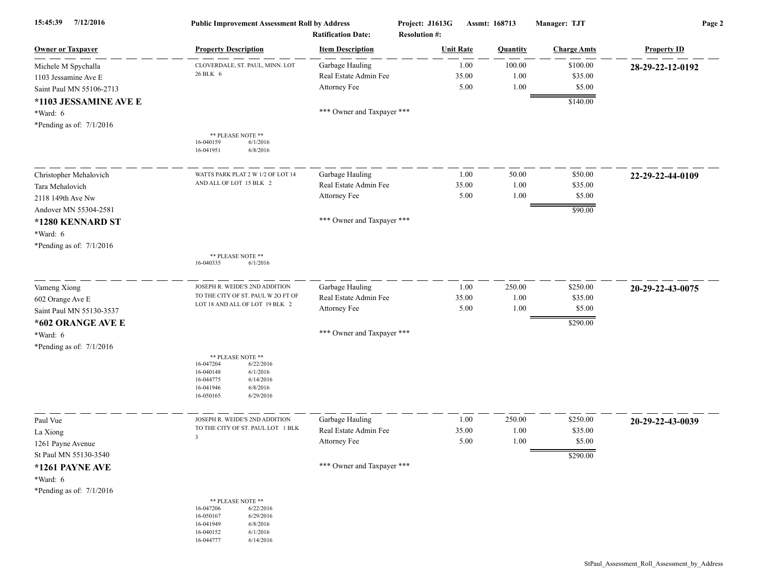**Public Improvement Assessment Roll by Address** | **Project: J1613G** | **Assmt: 168713** | **Manager: TJT**

**Ratification Date:** | **Resolution #:**

| Owner or Taxpayer | Property Description | Item Description | Unit Rate | Quantity | Charge Amts | Property ID |
|---|---|---|---|---|---|---|
| Michele M Spychalla<br>1103 Jessamine Ave E<br>Saint Paul MN 55106-2713<br>**\*1103 JESSAMINE AVE E**<br>\*Ward: 6<br>\*Pending as of: 7/1/2016 | CLOVERDALE, ST. PAUL, MINN. LOT 26 BLK 6<br><br>\*\* PLEASE NOTE \*\*<br>16-040159 6/1/2016<br>16-041951 6/8/2016 | Garbage Hauling<br>Real Estate Admin Fee<br>Attorney Fee<br><br>\*\*\* Owner and Taxpayer \*\*\* | 1.00<br>35.00<br>5.00 | 100.00<br>1.00<br>1.00 | $100.00<br>$35.00<br>$5.00<br>$140.00 | **28-29-22-12-0192** |
| Christopher Mehalovich<br>Tara Mehalovich<br>2118 149th Ave Nw<br>Andover MN 55304-2581<br>**\*1280 KENNARD ST**<br>\*Ward: 6<br>\*Pending as of: 7/1/2016 | WATTS PARK PLAT 2 W 1/2 OF LOT 14 AND ALL OF LOT 15 BLK 2<br><br>\*\* PLEASE NOTE \*\*<br>16-040335 6/1/2016 | Garbage Hauling<br>Real Estate Admin Fee<br>Attorney Fee<br><br>\*\*\* Owner and Taxpayer \*\*\* | 1.00<br>35.00<br>5.00 | 50.00<br>1.00<br>1.00 | $50.00<br>$35.00<br>$5.00<br>$90.00 | **22-29-22-44-0109** |
| Vameng Xiong<br>602 Orange Ave E<br>Saint Paul MN 55130-3537<br>**\*602 ORANGE AVE E**<br>\*Ward: 6<br>\*Pending as of: 7/1/2016 | JOSEPH R. WEIDE'S 2ND ADDITION TO THE CITY OF ST. PAUL W 2O FT OF LOT 18 AND ALL OF LOT 19 BLK 2<br><br>\*\* PLEASE NOTE \*\*<br>16-047204 6/22/2016<br>16-040148 6/1/2016<br>16-044775 6/14/2016<br>16-041946 6/8/2016<br>16-050165 6/29/2016 | Garbage Hauling<br>Real Estate Admin Fee<br>Attorney Fee<br><br>\*\*\* Owner and Taxpayer \*\*\* | 1.00<br>35.00<br>5.00 | 250.00<br>1.00<br>1.00 | $250.00<br>$35.00<br>$5.00<br>$290.00 | **20-29-22-43-0075** |
| Paul Vue<br>La Xiong<br>1261 Payne Avenue<br>St Paul MN 55130-3540<br>**\*1261 PAYNE AVE**<br>\*Ward: 6<br>\*Pending as of: 7/1/2016 | JOSEPH R. WEIDE'S 2ND ADDITION TO THE CITY OF ST. PAUL LOT 1 BLK 3<br><br>\*\* PLEASE NOTE \*\*<br>16-047206 6/22/2016<br>16-050167 6/29/2016<br>16-041949 6/8/2016<br>16-040152 6/1/2016<br>16-044777 6/14/2016 | Garbage Hauling<br>Real Estate Admin Fee<br>Attorney Fee<br><br>\*\*\* Owner and Taxpayer \*\*\* | 1.00<br>35.00<br>5.00 | 250.00<br>1.00<br>1.00 | $250.00<br>$35.00<br>$5.00<br>$290.00 | **20-29-22-43-0039** |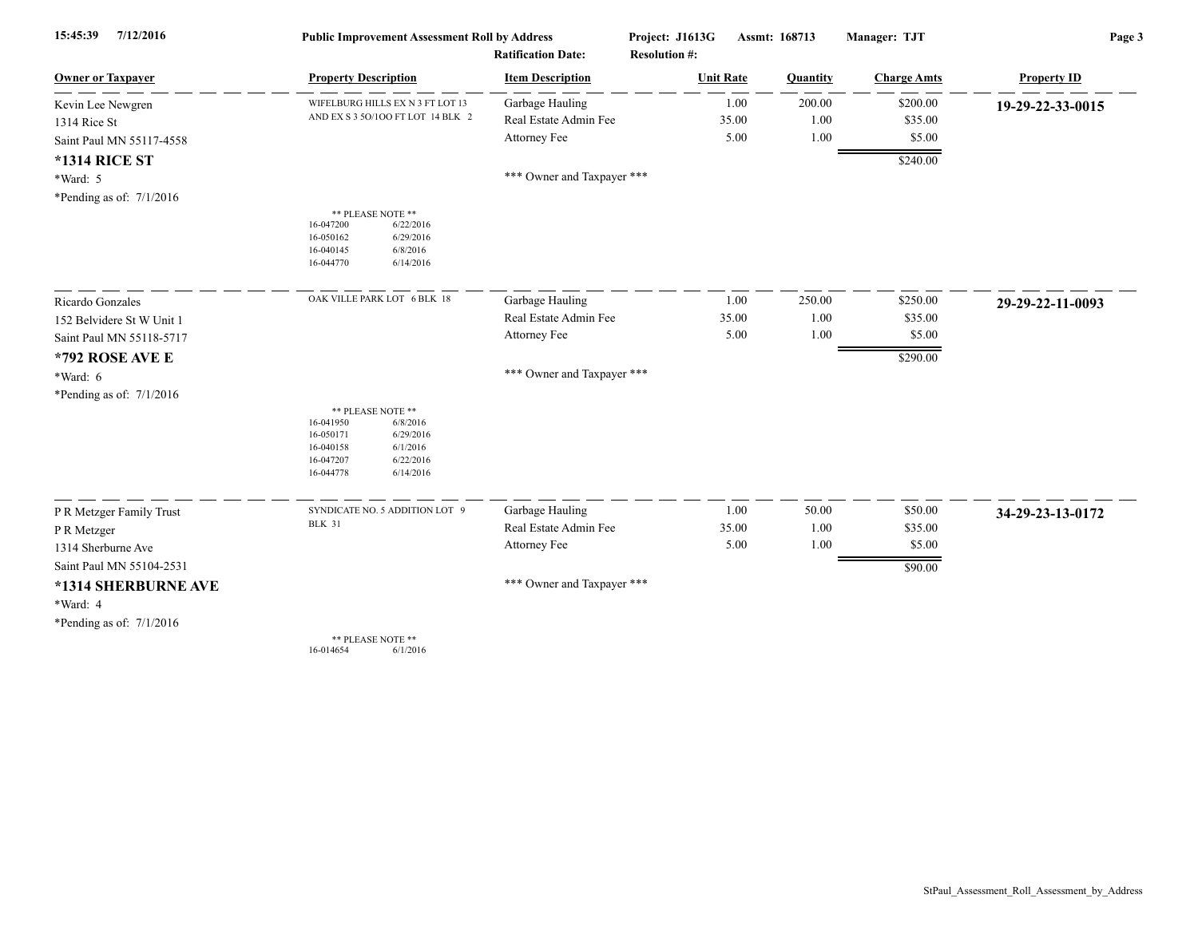15:45:39 7/12/2016 **Public Improvement Assessment Roll by Address** **Project: J1613G** **Assmt: 168713** **Manager: TJT**

**Ratification Date:** **Resolution #:**

| Owner or Taxpayer | Property Description | Item Description | Unit Rate | Quantity | Charge Amts | Property ID |
|---|---|---|---|---|---|---|
| Kevin Lee Newgren | WIFELBURG HILLS EX N 3 FT LOT 13 AND EX S 3 5O/1OO FT LOT 14 BLK 2 | Garbage Hauling | 1.00 | 200.00 | $200.00 | **19-29-22-33-0015** |
| 1314 Rice St | | Real Estate Admin Fee | 35.00 | 1.00 | $35.00 | |
| Saint Paul MN 55117-4558 | | Attorney Fee | 5.00 | 1.00 | $5.00 | |
| ***1314 RICE ST** | | | | | $240.00 | |
| *Ward: 5 | | *** Owner and Taxpayer *** | | | | |
| *Pending as of: 7/1/2016 | | | | | | |
| | ** PLEASE NOTE ** 16-047200 6/22/2016; 16-050162 6/29/2016; 16-040145 6/8/2016; 16-044770 6/14/2016 | | | | | |
| Ricardo Gonzales | OAK VILLE PARK LOT 6 BLK 18 | Garbage Hauling | 1.00 | 250.00 | $250.00 | **29-29-22-11-0093** |
| 152 Belvidere St W Unit 1 | | Real Estate Admin Fee | 35.00 | 1.00 | $35.00 | |
| Saint Paul MN 55118-5717 | | Attorney Fee | 5.00 | 1.00 | $5.00 | |
| ***792 ROSE AVE E** | | | | | $290.00 | |
| *Ward: 6 | | *** Owner and Taxpayer *** | | | | |
| *Pending as of: 7/1/2016 | | | | | | |
| | ** PLEASE NOTE ** 16-041950 6/8/2016; 16-050171 6/29/2016; 16-040158 6/1/2016; 16-047207 6/22/2016; 16-044778 6/14/2016 | | | | | |
| P R Metzger Family Trust | SYNDICATE NO. 5 ADDITION LOT 9 BLK 31 | Garbage Hauling | 1.00 | 50.00 | $50.00 | **34-29-23-13-0172** |
| P R Metzger | | Real Estate Admin Fee | 35.00 | 1.00 | $35.00 | |
| 1314 Sherburne Ave | | Attorney Fee | 5.00 | 1.00 | $5.00 | |
| Saint Paul MN 55104-2531 | | | | | $90.00 | |
| ***1314 SHERBURNE AVE** | | *** Owner and Taxpayer *** | | | | |
| *Ward: 4 | | | | | | |
| *Pending as of: 7/1/2016 | | | | | | |
| | ** PLEASE NOTE ** 16-014654 6/1/2016 | | | | | |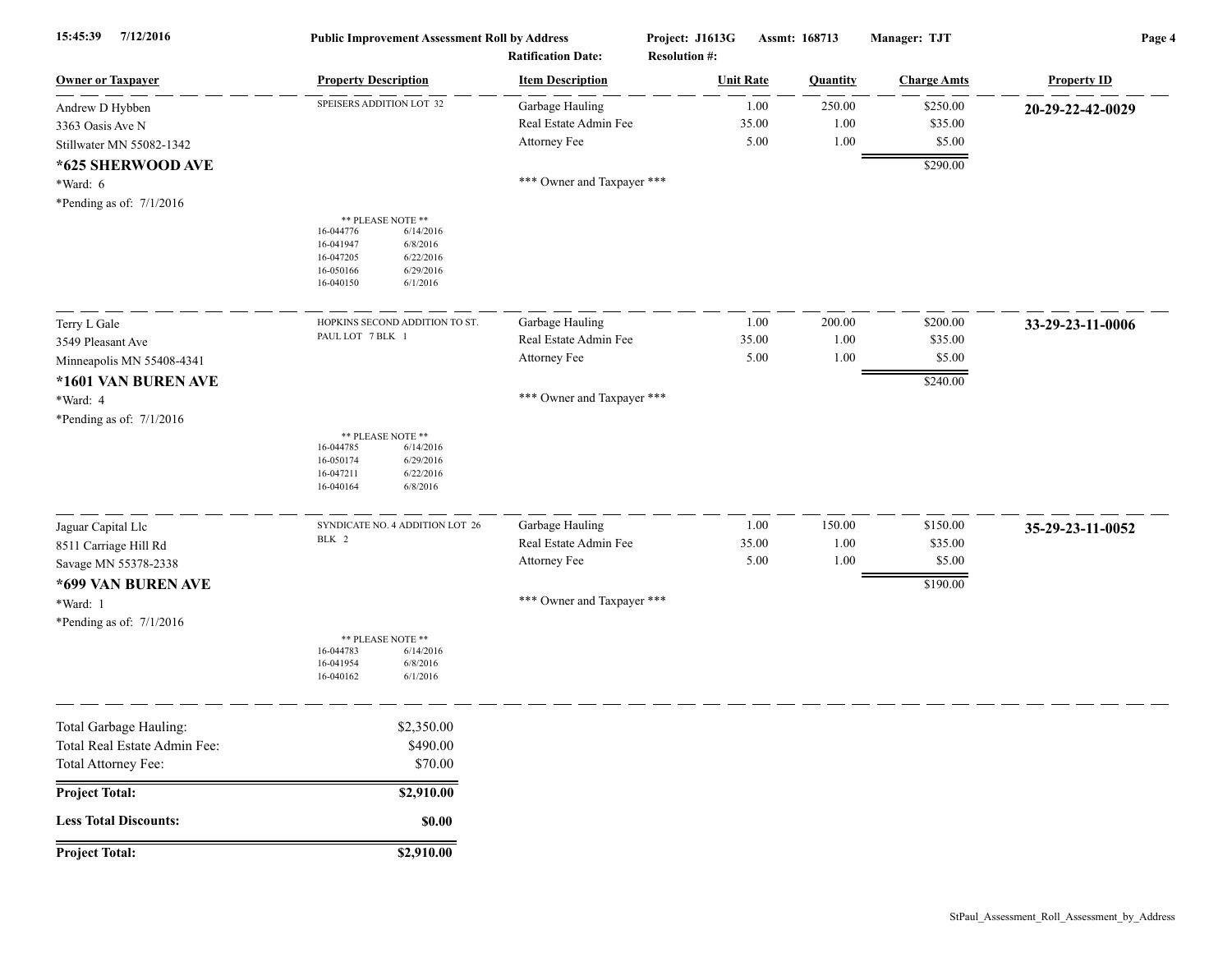**Public Improvement Assessment Roll by Address** — Project: J1613G — Assmt: 168713 — Manager: TJT

Ratification Date: — Resolution #:

| Owner or Taxpayer | Property Description | Item Description | Unit Rate | Quantity | Charge Amts | Property ID |
|---|---|---|---|---|---|---|
| Andrew D Hybben<br>3363 Oasis Ave N<br>Stillwater MN 55082-1342<br>**\*625 SHERWOOD AVE**<br>\*Ward: 6<br>\*Pending as of: 7/1/2016 | SPEISERS ADDITION LOT 32<br><br>** PLEASE NOTE **<br>16-044776 6/14/2016<br>16-041947 6/8/2016<br>16-047205 6/22/2016<br>16-050166 6/29/2016<br>16-040150 6/1/2016 | Garbage Hauling<br>Real Estate Admin Fee<br>Attorney Fee<br><br>*** Owner and Taxpayer *** | 1.00<br>35.00<br>5.00 | 250.00<br>1.00<br>1.00 | $250.00<br>$35.00<br>$5.00<br>$290.00 | **20-29-22-42-0029** |
| Terry L Gale<br>3549 Pleasant Ave<br>Minneapolis MN 55408-4341<br>**\*1601 VAN BUREN AVE**<br>\*Ward: 4<br>\*Pending as of: 7/1/2016 | HOPKINS SECOND ADDITION TO ST. PAUL LOT 7 BLK 1<br><br>** PLEASE NOTE **<br>16-044785 6/14/2016<br>16-050174 6/29/2016<br>16-047211 6/22/2016<br>16-040164 6/8/2016 | Garbage Hauling<br>Real Estate Admin Fee<br>Attorney Fee<br><br>*** Owner and Taxpayer *** | 1.00<br>35.00<br>5.00 | 200.00<br>1.00<br>1.00 | $200.00<br>$35.00<br>$5.00<br>$240.00 | **33-29-23-11-0006** |
| Jaguar Capital Llc<br>8511 Carriage Hill Rd<br>Savage MN 55378-2338<br>**\*699 VAN BUREN AVE**<br>\*Ward: 1<br>\*Pending as of: 7/1/2016 | SYNDICATE NO. 4 ADDITION LOT 26 BLK 2<br><br>** PLEASE NOTE **<br>16-044783 6/14/2016<br>16-041954 6/8/2016<br>16-040162 6/1/2016 | Garbage Hauling<br>Real Estate Admin Fee<br>Attorney Fee<br><br>*** Owner and Taxpayer *** | 1.00<br>35.00<br>5.00 | 150.00<br>1.00<br>1.00 | $150.00<br>$35.00<br>$5.00<br>$190.00 | **35-29-23-11-0052** |

| | |
|---|---|
| Total Garbage Hauling: | $2,350.00 |
| Total Real Estate Admin Fee: | $490.00 |
| Total Attorney Fee: | $70.00 |
| **Project Total:** | **$2,910.00** |
| **Less Total Discounts:** | **$0.00** |
| **Project Total:** | **$2,910.00** |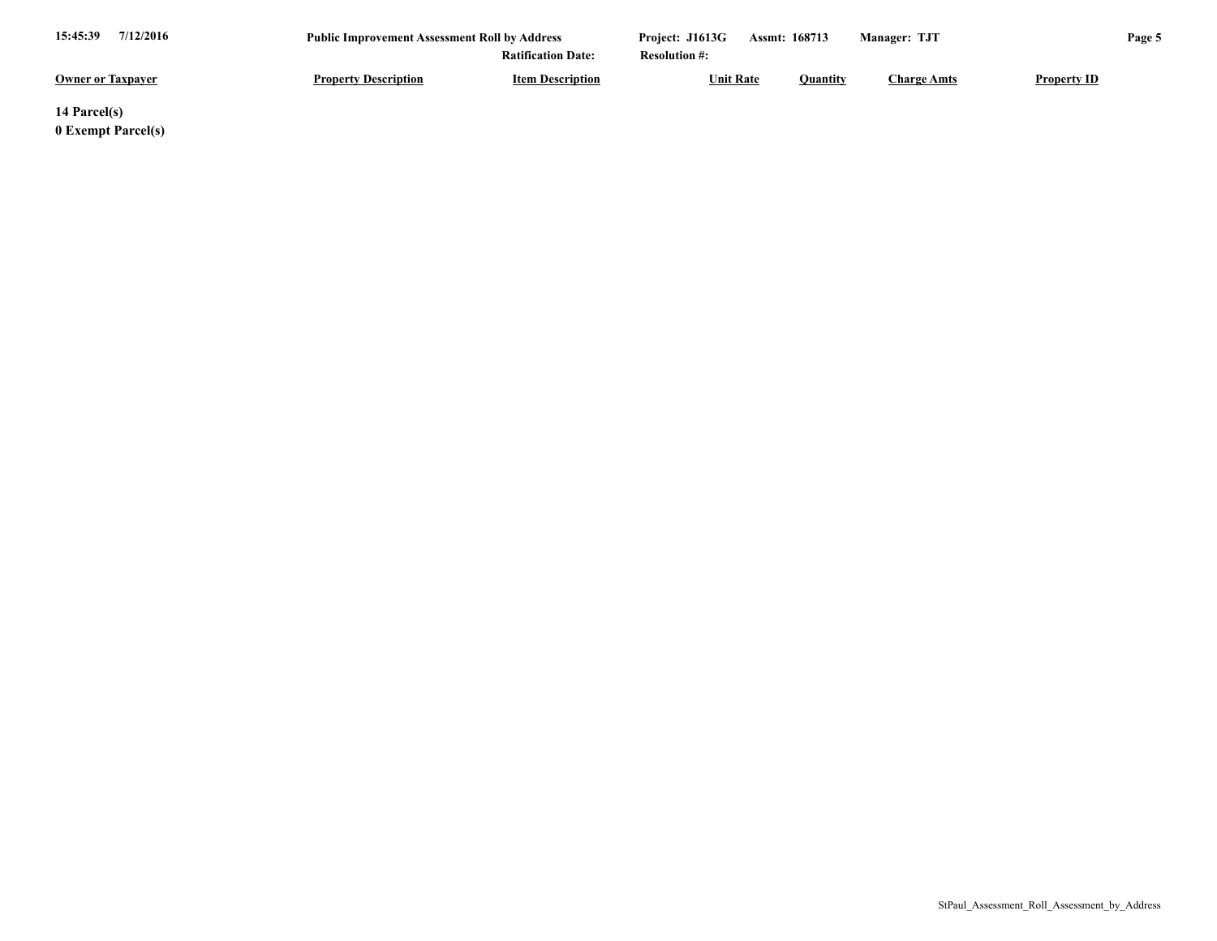| Owner or Taxpayer | Property Description | Item Description | Unit Rate | Quantity | Charge Amts | Property ID |
|---|---|---|---|---|---|---|

**14 Parcel(s)**
**0 Exempt Parcel(s)**